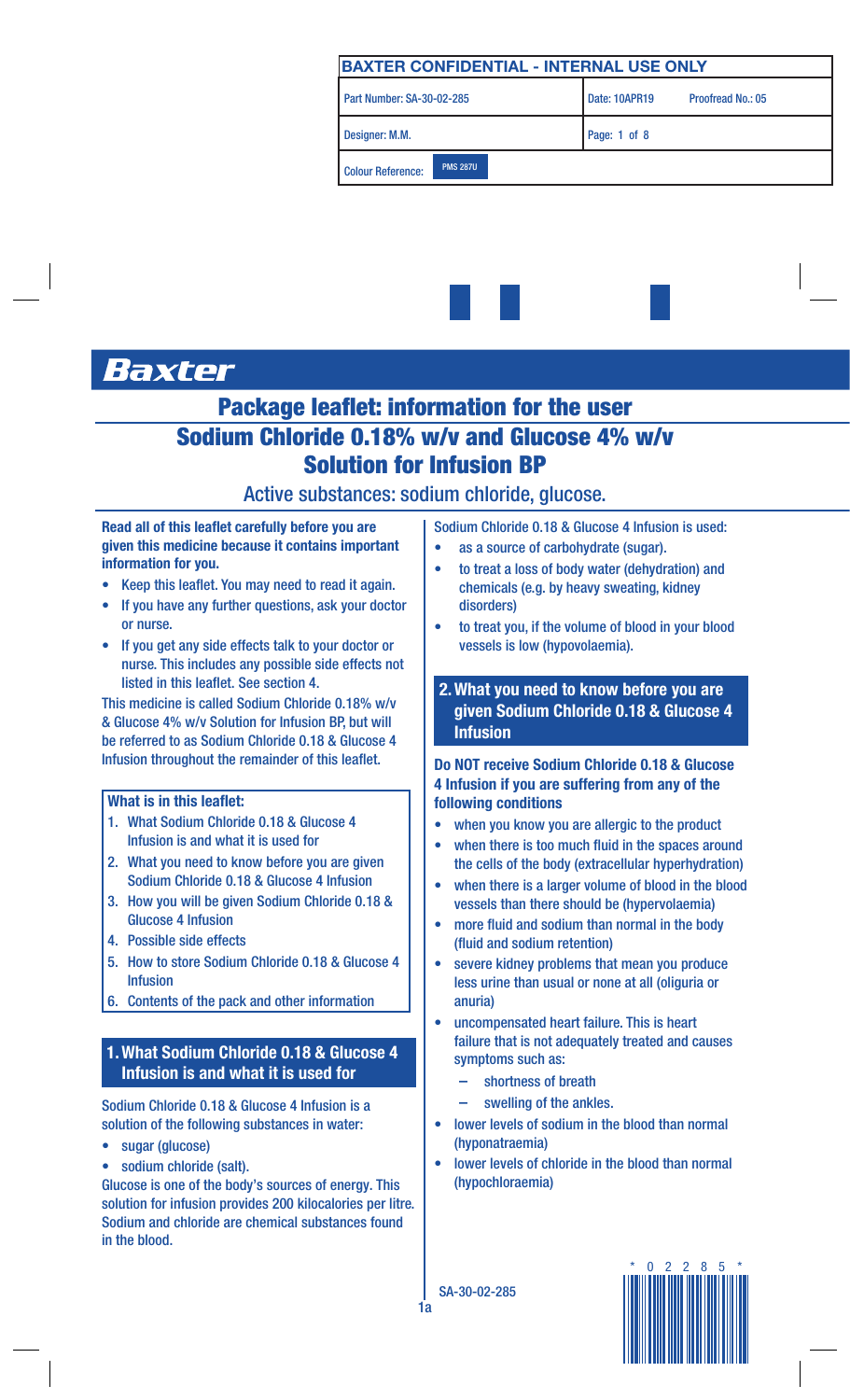# Package leaflet: information for the user

# Sodium Chloride 0.18% w/v and Glucose 4% w/v Solution for Infusion BP

Active substances: sodium chloride, glucose.

**Read all of this leaflet carefully before you are given this medicine because it contains important information for you.**

- Keep this leaflet. You may need to read it again.
- If you have any further questions, ask your doctor or nurse.
- If you get any side effects talk to your doctor or nurse. This includes any possible side effects not listed in this leaflet. See section 4.

This medicine is called Sodium Chloride 0.18% w/v & Glucose 4% w/v Solution for Infusion BP, but will be referred to as Sodium Chloride 0.18 & Glucose 4 Infusion throughout the remainder of this leaflet.

**What is in this leaflet:**

1. What Sodium Chloride 0.18 & Glucose 4 Infusion is and what it is used for
2. What you need to know before you are given Sodium Chloride 0.18 & Glucose 4 Infusion
3. How you will be given Sodium Chloride 0.18 & Glucose 4 Infusion
4. Possible side effects
5. How to store Sodium Chloride 0.18 & Glucose 4 Infusion
6. Contents of the pack and other information

## 1. What Sodium Chloride 0.18 & Glucose 4 Infusion is and what it is used for

Sodium Chloride 0.18 & Glucose 4 Infusion is a solution of the following substances in water:

- sugar (glucose)
- sodium chloride (salt).

Glucose is one of the body's sources of energy. This solution for infusion provides 200 kilocalories per litre. Sodium and chloride are chemical substances found in the blood.

Sodium Chloride 0.18 & Glucose 4 Infusion is used:

- as a source of carbohydrate (sugar).
- to treat a loss of body water (dehydration) and chemicals (e.g. by heavy sweating, kidney disorders)
- to treat you, if the volume of blood in your blood vessels is low (hypovolaemia).

## 2. What you need to know before you are given Sodium Chloride 0.18 & Glucose 4 Infusion

**Do NOT receive Sodium Chloride 0.18 & Glucose 4 Infusion if you are suffering from any of the following conditions**

- when you know you are allergic to the product
- when there is too much fluid in the spaces around the cells of the body (extracellular hyperhydration)
- when there is a larger volume of blood in the blood vessels than there should be (hypervolaemia)
- more fluid and sodium than normal in the body (fluid and sodium retention)
- severe kidney problems that mean you produce less urine than usual or none at all (oliguria or anuria)
- uncompensated heart failure. This is heart failure that is not adequately treated and causes symptoms such as:
  - shortness of breath
  - swelling of the ankles.
- lower levels of sodium in the blood than normal (hyponatraemia)
- lower levels of chloride in the blood than normal (hypochloraemia)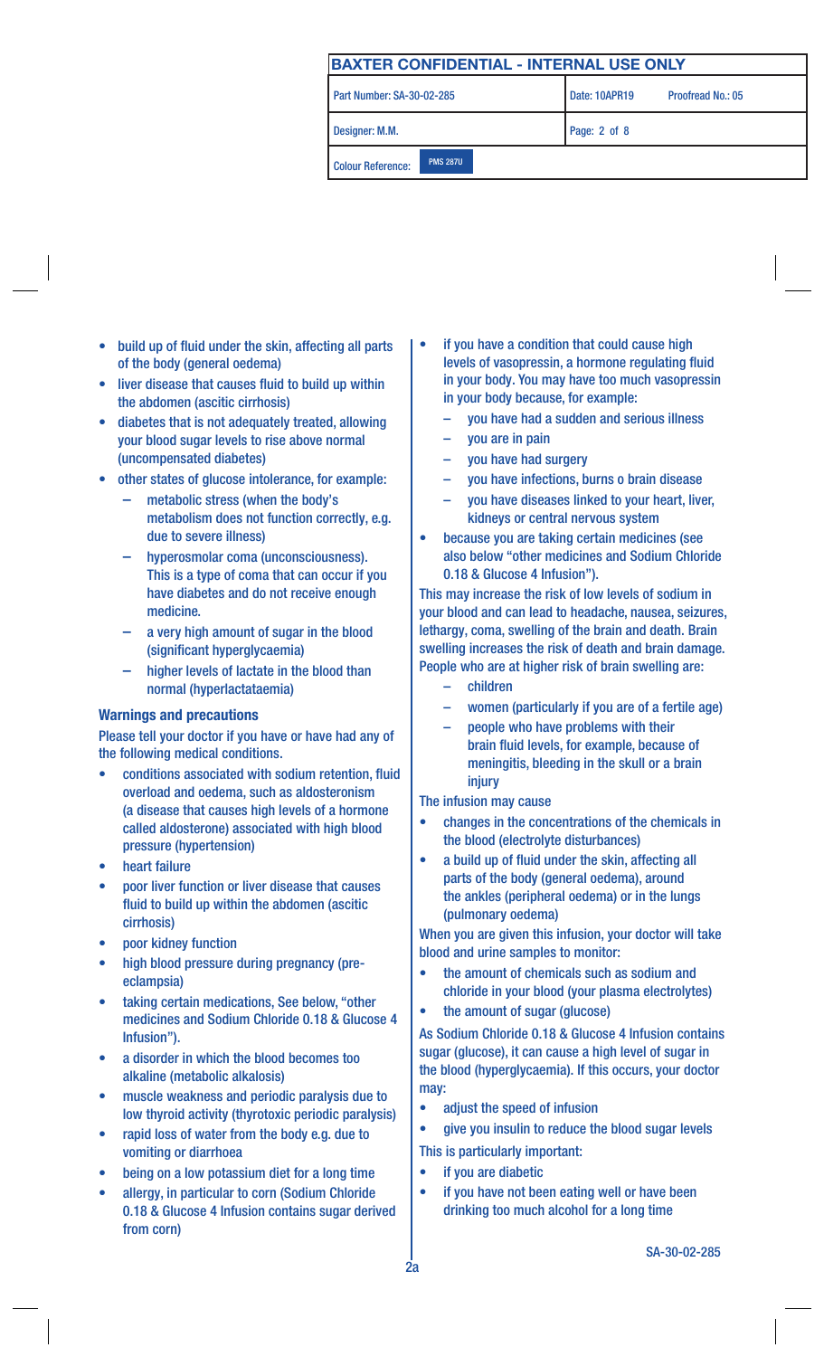- build up of fluid under the skin, affecting all parts of the body (general oedema)
- liver disease that causes fluid to build up within the abdomen (ascitic cirrhosis)
- diabetes that is not adequately treated, allowing your blood sugar levels to rise above normal (uncompensated diabetes)
- other states of glucose intolerance, for example:
  - metabolic stress (when the body's metabolism does not function correctly, e.g. due to severe illness)
  - hyperosmolar coma (unconsciousness). This is a type of coma that can occur if you have diabetes and do not receive enough medicine.
  - a very high amount of sugar in the blood (significant hyperglycaemia)
  - higher levels of lactate in the blood than normal (hyperlactataemia)

### Warnings and precautions

Please tell your doctor if you have or have had any of the following medical conditions.

- conditions associated with sodium retention, fluid overload and oedema, such as aldosteronism (a disease that causes high levels of a hormone called aldosterone) associated with high blood pressure (hypertension)
- heart failure
- poor liver function or liver disease that causes fluid to build up within the abdomen (ascitic cirrhosis)
- poor kidney function
- high blood pressure during pregnancy (pre-eclampsia)
- taking certain medications, See below, "other medicines and Sodium Chloride 0.18 & Glucose 4 Infusion").
- a disorder in which the blood becomes too alkaline (metabolic alkalosis)
- muscle weakness and periodic paralysis due to low thyroid activity (thyrotoxic periodic paralysis)
- rapid loss of water from the body e.g. due to vomiting or diarrhoea
- being on a low potassium diet for a long time
- allergy, in particular to corn (Sodium Chloride 0.18 & Glucose 4 Infusion contains sugar derived from corn)
- if you have a condition that could cause high levels of vasopressin, a hormone regulating fluid in your body. You may have too much vasopressin in your body because, for example:
  - you have had a sudden and serious illness
  - you are in pain
  - you have had surgery
  - you have infections, burns o brain disease
  - you have diseases linked to your heart, liver, kidneys or central nervous system
- because you are taking certain medicines (see also below "other medicines and Sodium Chloride 0.18 & Glucose 4 Infusion").

This may increase the risk of low levels of sodium in your blood and can lead to headache, nausea, seizures, lethargy, coma, swelling of the brain and death. Brain swelling increases the risk of death and brain damage. People who are at higher risk of brain swelling are:

- children
- women (particularly if you are of a fertile age)
- people who have problems with their brain fluid levels, for example, because of meningitis, bleeding in the skull or a brain injury

The infusion may cause

- changes in the concentrations of the chemicals in the blood (electrolyte disturbances)
- a build up of fluid under the skin, affecting all parts of the body (general oedema), around the ankles (peripheral oedema) or in the lungs (pulmonary oedema)

When you are given this infusion, your doctor will take blood and urine samples to monitor:

- the amount of chemicals such as sodium and chloride in your blood (your plasma electrolytes)
- the amount of sugar (glucose)

As Sodium Chloride 0.18 & Glucose 4 Infusion contains sugar (glucose), it can cause a high level of sugar in the blood (hyperglycaemia). If this occurs, your doctor may:

- adjust the speed of infusion
- give you insulin to reduce the blood sugar levels

This is particularly important:

- if you are diabetic
- if you have not been eating well or have been drinking too much alcohol for a long time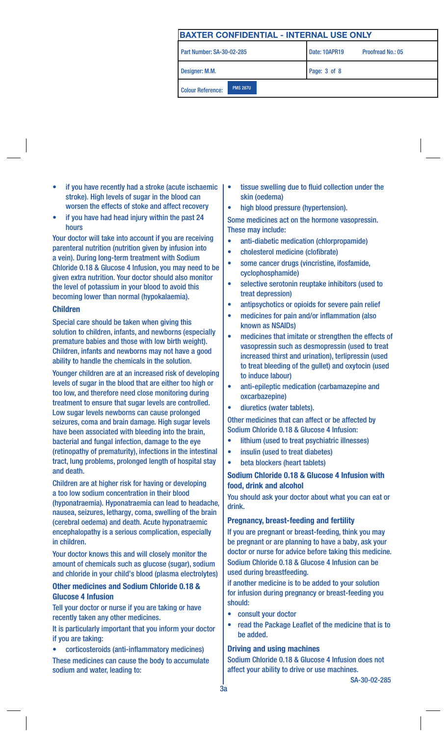- if you have recently had a stroke (acute ischaemic stroke). High levels of sugar in the blood can worsen the effects of stoke and affect recovery
- if you have had head injury within the past 24 hours

Your doctor will take into account if you are receiving parenteral nutrition (nutrition given by infusion into a vein). During long-term treatment with Sodium Chloride 0.18 & Glucose 4 Infusion, you may need to be given extra nutrition. Your doctor should also monitor the level of potassium in your blood to avoid this becoming lower than normal (hypokalaemia).

### Children

Special care should be taken when giving this solution to children, infants, and newborns (especially premature babies and those with low birth weight). Children, infants and newborns may not have a good ability to handle the chemicals in the solution.

Younger children are at an increased risk of developing levels of sugar in the blood that are either too high or too low, and therefore need close monitoring during treatment to ensure that sugar levels are controlled. Low sugar levels newborns can cause prolonged seizures, coma and brain damage. High sugar levels have been associated with bleeding into the brain, bacterial and fungal infection, damage to the eye (retinopathy of prematurity), infections in the intestinal tract, lung problems, prolonged length of hospital stay and death.

Children are at higher risk for having or developing a too low sodium concentration in their blood (hyponatraemia). Hyponatraemia can lead to headache, nausea, seizures, lethargy, coma, swelling of the brain (cerebral oedema) and death. Acute hyponatraemic encephalopathy is a serious complication, especially in children.

Your doctor knows this and will closely monitor the amount of chemicals such as glucose (sugar), sodium and chloride in your child's blood (plasma electrolytes)

### Other medicines and Sodium Chloride 0.18 & Glucose 4 Infusion

Tell your doctor or nurse if you are taking or have recently taken any other medicines.

It is particularly important that you inform your doctor if you are taking:

- corticosteroids (anti-inflammatory medicines)

These medicines can cause the body to accumulate sodium and water, leading to:

- tissue swelling due to fluid collection under the skin (oedema)
- high blood pressure (hypertension).

Some medicines act on the hormone vasopressin. These may include:

- anti-diabetic medication (chlorpropamide)
- cholesterol medicine (clofibrate)
- some cancer drugs (vincristine, ifosfamide, cyclophosphamide)
- selective serotonin reuptake inhibitors (used to treat depression)
- antipsychotics or opioids for severe pain relief
- medicines for pain and/or inflammation (also known as NSAIDs)
- medicines that imitate or strengthen the effects of vasopressin such as desmopressin (used to treat increased thirst and urination), terlipressin (used to treat bleeding of the gullet) and oxytocin (used to induce labour)
- anti-epileptic medication (carbamazepine and oxcarbazepine)
- diuretics (water tablets).

Other medicines that can affect or be affected by Sodium Chloride 0.18 & Glucose 4 Infusion:

- lithium (used to treat psychiatric illnesses)
- insulin (used to treat diabetes)
- beta blockers (heart tablets)

### Sodium Chloride 0.18 & Glucose 4 Infusion with food, drink and alcohol

You should ask your doctor about what you can eat or drink.

### Pregnancy, breast-feeding and fertility

If you are pregnant or breast-feeding, think you may be pregnant or are planning to have a baby, ask your doctor or nurse for advice before taking this medicine. Sodium Chloride 0.18 & Glucose 4 Infusion can be used during breastfeeding.

if another medicine is to be added to your solution for infusion during pregnancy or breast-feeding you should:

- consult your doctor
- read the Package Leaflet of the medicine that is to be added.

### Driving and using machines

Sodium Chloride 0.18 & Glucose 4 Infusion does not affect your ability to drive or use machines.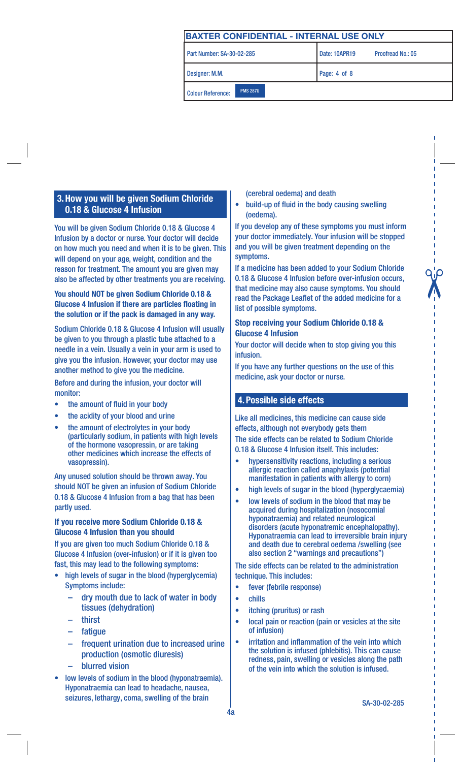## 3. How you will be given Sodium Chloride 0.18 & Glucose 4 Infusion

You will be given Sodium Chloride 0.18 & Glucose 4 Infusion by a doctor or nurse. Your doctor will decide on how much you need and when it is to be given. This will depend on your age, weight, condition and the reason for treatment. The amount you are given may also be affected by other treatments you are receiving.

**You should NOT be given Sodium Chloride 0.18 & Glucose 4 Infusion if there are particles floating in the solution or if the pack is damaged in any way.**

Sodium Chloride 0.18 & Glucose 4 Infusion will usually be given to you through a plastic tube attached to a needle in a vein. Usually a vein in your arm is used to give you the infusion. However, your doctor may use another method to give you the medicine.

Before and during the infusion, your doctor will monitor:

- the amount of fluid in your body
- the acidity of your blood and urine
- the amount of electrolytes in your body (particularly sodium, in patients with high levels of the hormone vasopressin, or are taking other medicines which increase the effects of vasopressin).

Any unused solution should be thrown away. You should NOT be given an infusion of Sodium Chloride 0.18 & Glucose 4 Infusion from a bag that has been partly used.

### If you receive more Sodium Chloride 0.18 & Glucose 4 Infusion than you should

If you are given too much Sodium Chloride 0.18 & Glucose 4 Infusion (over-infusion) or if it is given too fast, this may lead to the following symptoms:

- high levels of sugar in the blood (hyperglycemia) Symptoms include:
  - dry mouth due to lack of water in body tissues (dehydration)
  - thirst
  - fatigue
  - frequent urination due to increased urine production (osmotic diuresis)
  - blurred vision
- low levels of sodium in the blood (hyponatraemia). Hyponatraemia can lead to headache, nausea, seizures, lethargy, coma, swelling of the brain (cerebral oedema) and death
- build-up of fluid in the body causing swelling (oedema).

If you develop any of these symptoms you must inform your doctor immediately. Your infusion will be stopped and you will be given treatment depending on the symptoms.

If a medicine has been added to your Sodium Chloride 0.18 & Glucose 4 Infusion before over-infusion occurs, that medicine may also cause symptoms. You should read the Package Leaflet of the added medicine for a list of possible symptoms.

### Stop receiving your Sodium Chloride 0.18 & Glucose 4 Infusion

Your doctor will decide when to stop giving you this infusion.

If you have any further questions on the use of this medicine, ask your doctor or nurse.

## 4. Possible side effects

Like all medicines, this medicine can cause side effects, although not everybody gets them

The side effects can be related to Sodium Chloride 0.18 & Glucose 4 Infusion itself. This includes:

- hypersensitivity reactions, including a serious allergic reaction called anaphylaxis (potential manifestation in patients with allergy to corn)
- high levels of sugar in the blood (hyperglycaemia)
- low levels of sodium in the blood that may be acquired during hospitalization (nosocomial hyponatraemia) and related neurological disorders (acute hyponatremic encephalopathy). Hyponatraemia can lead to irreversible brain injury and death due to cerebral oedema /swelling (see also section 2 "warnings and precautions")

The side effects can be related to the administration technique. This includes:

- fever (febrile response)
- chills
- itching (pruritus) or rash
- local pain or reaction (pain or vesicles at the site of infusion)
- irritation and inflammation of the vein into which the solution is infused (phlebitis). This can cause redness, pain, swelling or vesicles along the path of the vein into which the solution is infused.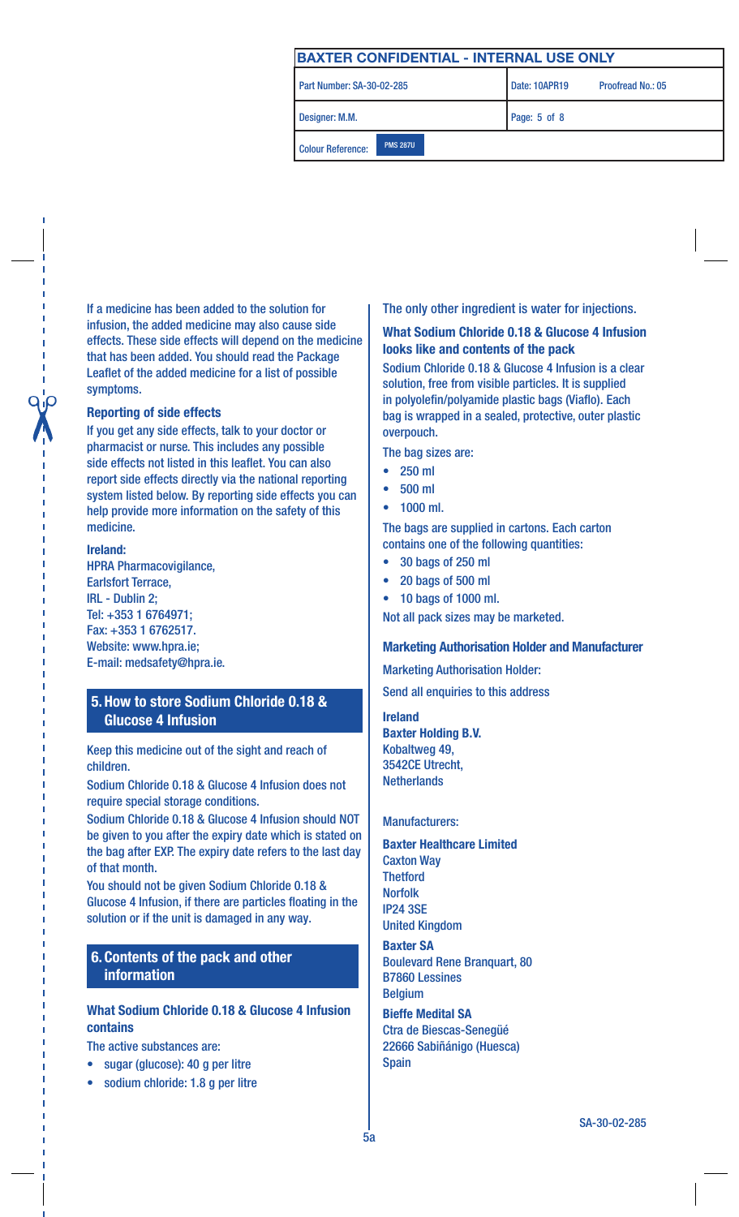If a medicine has been added to the solution for infusion, the added medicine may also cause side effects. These side effects will depend on the medicine that has been added. You should read the Package Leaflet of the added medicine for a list of possible symptoms.

### Reporting of side effects

If you get any side effects, talk to your doctor or pharmacist or nurse. This includes any possible side effects not listed in this leaflet. You can also report side effects directly via the national reporting system listed below. By reporting side effects you can help provide more information on the safety of this medicine.

**Ireland:**
HPRA Pharmacovigilance,
Earlsfort Terrace,
IRL - Dublin 2;
Tel: +353 1 6764971;
Fax: +353 1 6762517.
Website: www.hpra.ie;
E-mail: medsafety@hpra.ie.

## 5. How to store Sodium Chloride 0.18 & Glucose 4 Infusion

Keep this medicine out of the sight and reach of children.

Sodium Chloride 0.18 & Glucose 4 Infusion does not require special storage conditions.

Sodium Chloride 0.18 & Glucose 4 Infusion should NOT be given to you after the expiry date which is stated on the bag after EXP. The expiry date refers to the last day of that month.

You should not be given Sodium Chloride 0.18 & Glucose 4 Infusion, if there are particles floating in the solution or if the unit is damaged in any way.

## 6. Contents of the pack and other information

### What Sodium Chloride 0.18 & Glucose 4 Infusion contains

The active substances are:

- sugar (glucose): 40 g per litre
- sodium chloride: 1.8 g per litre

The only other ingredient is water for injections.

### What Sodium Chloride 0.18 & Glucose 4 Infusion looks like and contents of the pack

Sodium Chloride 0.18 & Glucose 4 Infusion is a clear solution, free from visible particles. It is supplied in polyolefin/polyamide plastic bags (Viaflo). Each bag is wrapped in a sealed, protective, outer plastic overpouch.

The bag sizes are:

- 250 ml
- 500 ml
- 1000 ml.

The bags are supplied in cartons. Each carton contains one of the following quantities:

- 30 bags of 250 ml
- 20 bags of 500 ml
- 10 bags of 1000 ml.

Not all pack sizes may be marketed.

### Marketing Authorisation Holder and Manufacturer

Marketing Authorisation Holder:

Send all enquiries to this address

**Ireland**
**Baxter Holding B.V.**
Kobaltweg 49,
3542CE Utrecht,
Netherlands

Manufacturers:

**Baxter Healthcare Limited**
Caxton Way
Thetford
Norfolk
IP24 3SE
United Kingdom

**Baxter SA**
Boulevard Rene Branquart, 80
B7860 Lessines
Belgium

**Bieffe Medital SA**
Ctra de Biescas-Senegüé
22666 Sabiñánigo (Huesca)
Spain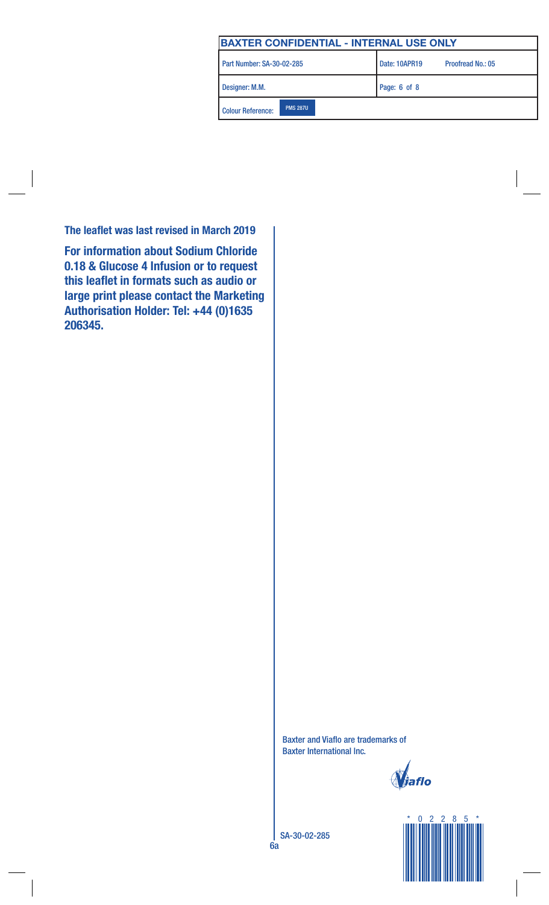| BAXTER CONFIDENTIAL - INTERNAL USE ONLY | |
|---|---|
| Part Number: SA-30-02-285 | Date: 10APR19 Proofread No.: 05 |
| Designer: M.M. | Page: 6 of 8 |
| Colour Reference: PMS 287U | |

**The leaflet was last revised in March 2019**

**For information about Sodium Chloride 0.18 & Glucose 4 Infusion or to request this leaflet in formats such as audio or large print please contact the Marketing Authorisation Holder: Tel: +44 (0)1635 206345.**

Baxter and Viaflo are trademarks of Baxter International Inc.

Viaflo

SA-30-02-285

6a

\* 0 2 2 8 5 \*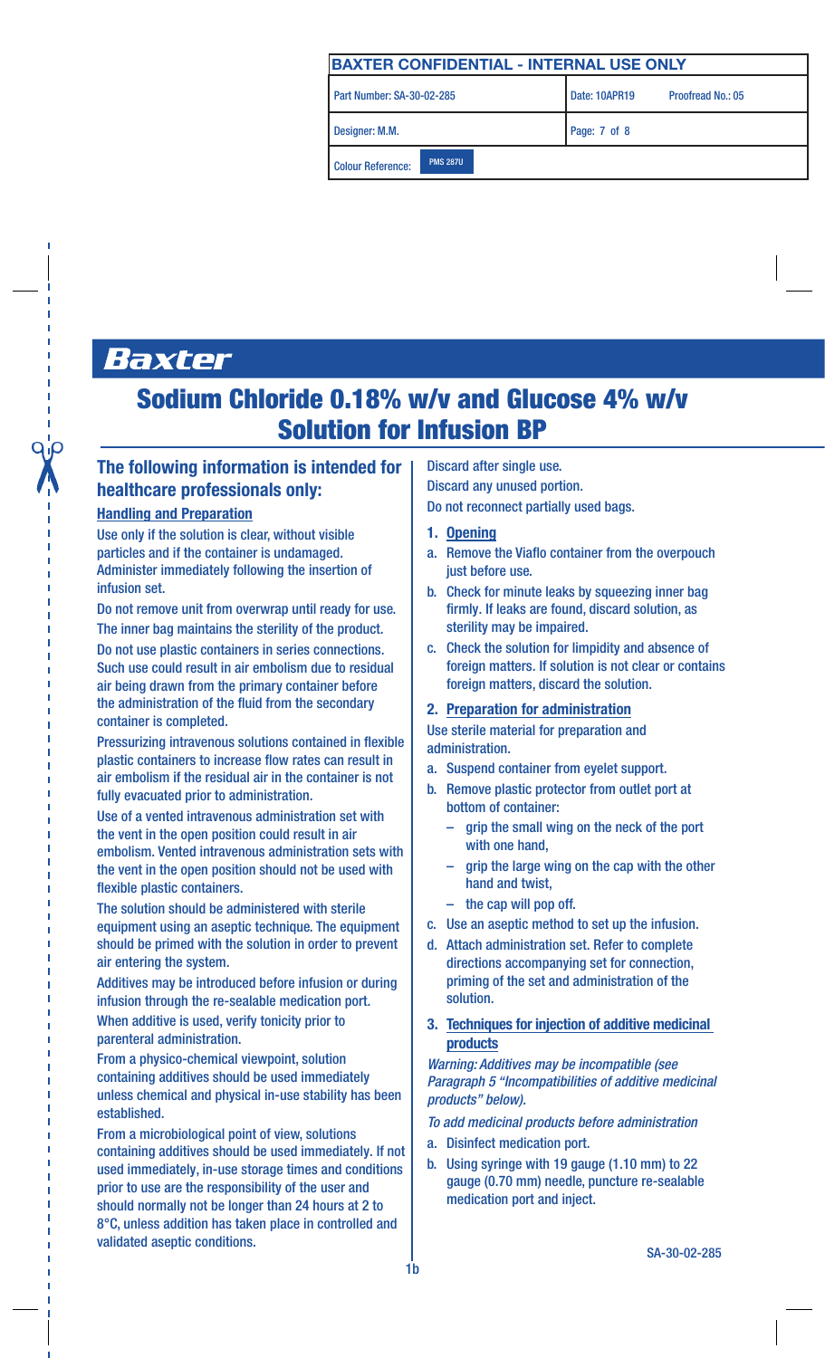Baxter

# Sodium Chloride 0.18% w/v and Glucose 4% w/v Solution for Infusion BP

## The following information is intended for healthcare professionals only:

**Handling and Preparation**

Use only if the solution is clear, without visible particles and if the container is undamaged. Administer immediately following the insertion of infusion set.

Do not remove unit from overwrap until ready for use. The inner bag maintains the sterility of the product.

Do not use plastic containers in series connections. Such use could result in air embolism due to residual air being drawn from the primary container before the administration of the fluid from the secondary container is completed.

Pressurizing intravenous solutions contained in flexible plastic containers to increase flow rates can result in air embolism if the residual air in the container is not fully evacuated prior to administration.

Use of a vented intravenous administration set with the vent in the open position could result in air embolism. Vented intravenous administration sets with the vent in the open position should not be used with flexible plastic containers.

The solution should be administered with sterile equipment using an aseptic technique. The equipment should be primed with the solution in order to prevent air entering the system.

Additives may be introduced before infusion or during infusion through the re-sealable medication port.

When additive is used, verify tonicity prior to parenteral administration.

From a physico-chemical viewpoint, solution containing additives should be used immediately unless chemical and physical in-use stability has been established.

From a microbiological point of view, solutions containing additives should be used immediately. If not used immediately, in-use storage times and conditions prior to use are the responsibility of the user and should normally not be longer than 24 hours at 2 to 8°C, unless addition has taken place in controlled and validated aseptic conditions.

Discard after single use.

Discard any unused portion.

Do not reconnect partially used bags.

1. **Opening**

a. Remove the Viaflo container from the overpouch just before use.

b. Check for minute leaks by squeezing inner bag firmly. If leaks are found, discard solution, as sterility may be impaired.

c. Check the solution for limpidity and absence of foreign matters. If solution is not clear or contains foreign matters, discard the solution.

2. **Preparation for administration**

Use sterile material for preparation and administration.

a. Suspend container from eyelet support.

b. Remove plastic protector from outlet port at bottom of container:
   - grip the small wing on the neck of the port with one hand,
   - grip the large wing on the cap with the other hand and twist,
   - the cap will pop off.

c. Use an aseptic method to set up the infusion.

d. Attach administration set. Refer to complete directions accompanying set for connection, priming of the set and administration of the solution.

3. **Techniques for injection of additive medicinal products**

*Warning: Additives may be incompatible (see Paragraph 5 "Incompatibilities of additive medicinal products" below).*

*To add medicinal products before administration*

a. Disinfect medication port.

b. Using syringe with 19 gauge (1.10 mm) to 22 gauge (0.70 mm) needle, puncture re-sealable medication port and inject.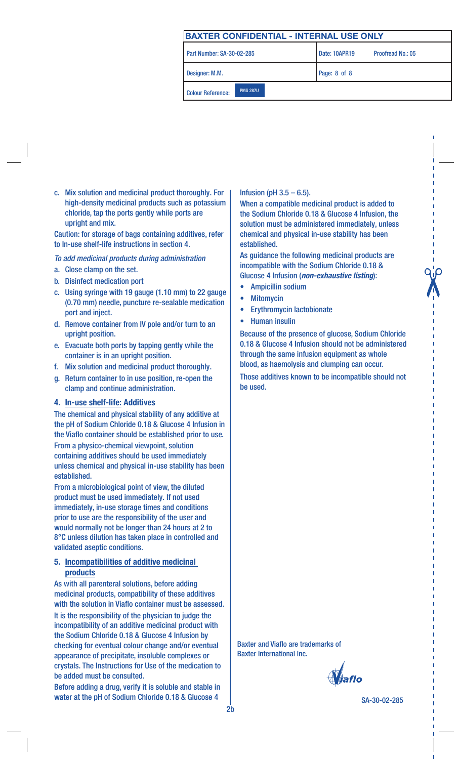c. Mix solution and medicinal product thoroughly. For high-density medicinal products such as potassium chloride, tap the ports gently while ports are upright and mix.

Caution: for storage of bags containing additives, refer to In-use shelf-life instructions in section 4.

*To add medicinal products during administration*

a. Close clamp on the set.
b. Disinfect medication port
c. Using syringe with 19 gauge (1.10 mm) to 22 gauge (0.70 mm) needle, puncture re-sealable medication port and inject.
d. Remove container from IV pole and/or turn to an upright position.
e. Evacuate both ports by tapping gently while the container is in an upright position.
f. Mix solution and medicinal product thoroughly.
g. Return container to in use position, re-open the clamp and continue administration.

## 4. In-use shelf-life: Additives

The chemical and physical stability of any additive at the pH of Sodium Chloride 0.18 & Glucose 4 Infusion in the Viaflo container should be established prior to use.

From a physico-chemical viewpoint, solution containing additives should be used immediately unless chemical and physical in-use stability has been established.

From a microbiological point of view, the diluted product must be used immediately. If not used immediately, in-use storage times and conditions prior to use are the responsibility of the user and would normally not be longer than 24 hours at 2 to 8°C unless dilution has taken place in controlled and validated aseptic conditions.

## 5. Incompatibilities of additive medicinal products

As with all parenteral solutions, before adding medicinal products, compatibility of these additives with the solution in Viaflo container must be assessed.

It is the responsibility of the physician to judge the incompatibility of an additive medicinal product with the Sodium Chloride 0.18 & Glucose 4 Infusion by checking for eventual colour change and/or eventual appearance of precipitate, insoluble complexes or crystals. The Instructions for Use of the medication to be added must be consulted.

Before adding a drug, verify it is soluble and stable in water at the pH of Sodium Chloride 0.18 & Glucose 4 Infusion (pH 3.5 – 6.5).

When a compatible medicinal product is added to the Sodium Chloride 0.18 & Glucose 4 Infusion, the solution must be administered immediately, unless chemical and physical in-use stability has been established.

As guidance the following medicinal products are incompatible with the Sodium Chloride 0.18 & Glucose 4 Infusion (***non-exhaustive listing***):

- Ampicillin sodium
- Mitomycin
- Erythromycin lactobionate
- Human insulin

Because of the presence of glucose, Sodium Chloride 0.18 & Glucose 4 Infusion should not be administered through the same infusion equipment as whole blood, as haemolysis and clumping can occur.

Those additives known to be incompatible should not be used.

Baxter and Viaflo are trademarks of Baxter International Inc.

Viaflo

SA-30-02-285